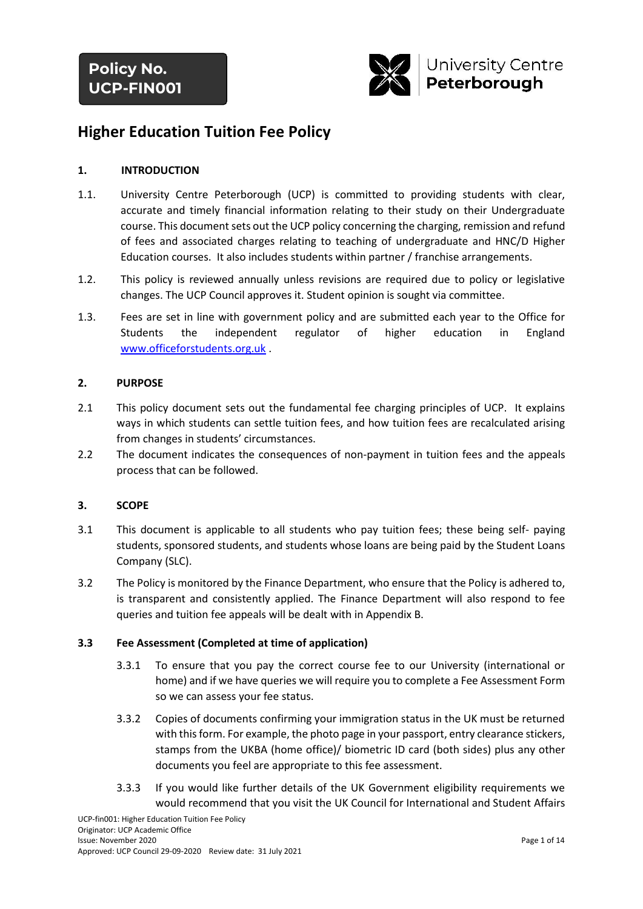Policy No.
UCP-FIN001

University Centre
**Peterborough**

# Higher Education Tuition Fee Policy

## 1. INTRODUCTION

1.1. University Centre Peterborough (UCP) is committed to providing students with clear, accurate and timely financial information relating to their study on their Undergraduate course. This document sets out the UCP policy concerning the charging, remission and refund of fees and associated charges relating to teaching of undergraduate and HNC/D Higher Education courses. It also includes students within partner / franchise arrangements.

1.2. This policy is reviewed annually unless revisions are required due to policy or legislative changes. The UCP Council approves it. Student opinion is sought via committee.

1.3. Fees are set in line with government policy and are submitted each year to the Office for Students the independent regulator of higher education in England [www.officeforstudents.org.uk](www.officeforstudents.org.uk) .

## 2. PURPOSE

2.1 This policy document sets out the fundamental fee charging principles of UCP. It explains ways in which students can settle tuition fees, and how tuition fees are recalculated arising from changes in students' circumstances.

2.2 The document indicates the consequences of non-payment in tuition fees and the appeals process that can be followed.

## 3. SCOPE

3.1 This document is applicable to all students who pay tuition fees; these being self- paying students, sponsored students, and students whose loans are being paid by the Student Loans Company (SLC).

3.2 The Policy is monitored by the Finance Department, who ensure that the Policy is adhered to, is transparent and consistently applied. The Finance Department will also respond to fee queries and tuition fee appeals will be dealt with in Appendix B.

### 3.3 Fee Assessment (Completed at time of application)

3.3.1 To ensure that you pay the correct course fee to our University (international or home) and if we have queries we will require you to complete a Fee Assessment Form so we can assess your fee status.

3.3.2 Copies of documents confirming your immigration status in the UK must be returned with this form. For example, the photo page in your passport, entry clearance stickers, stamps from the UKBA (home office)/ biometric ID card (both sides) plus any other documents you feel are appropriate to this fee assessment.

3.3.3 If you would like further details of the UK Government eligibility requirements we would recommend that you visit the UK Council for International and Student Affairs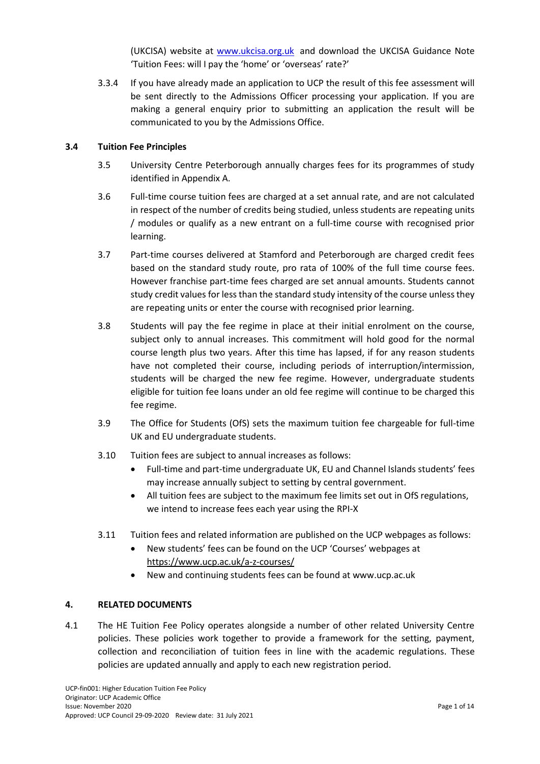(UKCISA) website at [www.ukcisa.org.uk](http://www.ukcisa.org.uk) and download the UKCISA Guidance Note 'Tuition Fees: will I pay the 'home' or 'overseas' rate?'

3.3.4 If you have already made an application to UCP the result of this fee assessment will be sent directly to the Admissions Officer processing your application. If you are making a general enquiry prior to submitting an application the result will be communicated to you by the Admissions Office.

### 3.4 Tuition Fee Principles

3.5 University Centre Peterborough annually charges fees for its programmes of study identified in Appendix A.

3.6 Full-time course tuition fees are charged at a set annual rate, and are not calculated in respect of the number of credits being studied, unless students are repeating units / modules or qualify as a new entrant on a full-time course with recognised prior learning.

3.7 Part-time courses delivered at Stamford and Peterborough are charged credit fees based on the standard study route, pro rata of 100% of the full time course fees. However franchise part-time fees charged are set annual amounts. Students cannot study credit values for less than the standard study intensity of the course unless they are repeating units or enter the course with recognised prior learning.

3.8 Students will pay the fee regime in place at their initial enrolment on the course, subject only to annual increases. This commitment will hold good for the normal course length plus two years. After this time has lapsed, if for any reason students have not completed their course, including periods of interruption/intermission, students will be charged the new fee regime. However, undergraduate students eligible for tuition fee loans under an old fee regime will continue to be charged this fee regime.

3.9 The Office for Students (OfS) sets the maximum tuition fee chargeable for full-time UK and EU undergraduate students.

3.10 Tuition fees are subject to annual increases as follows:

- Full-time and part-time undergraduate UK, EU and Channel Islands students' fees may increase annually subject to setting by central government.
- All tuition fees are subject to the maximum fee limits set out in OfS regulations, we intend to increase fees each year using the RPI-X

3.11 Tuition fees and related information are published on the UCP webpages as follows:

- New students' fees can be found on the UCP 'Courses' webpages at https://www.ucp.ac.uk/a-z-courses/
- New and continuing students fees can be found at www.ucp.ac.uk

## 4. RELATED DOCUMENTS

4.1 The HE Tuition Fee Policy operates alongside a number of other related University Centre policies. These policies work together to provide a framework for the setting, payment, collection and reconciliation of tuition fees in line with the academic regulations. These policies are updated annually and apply to each new registration period.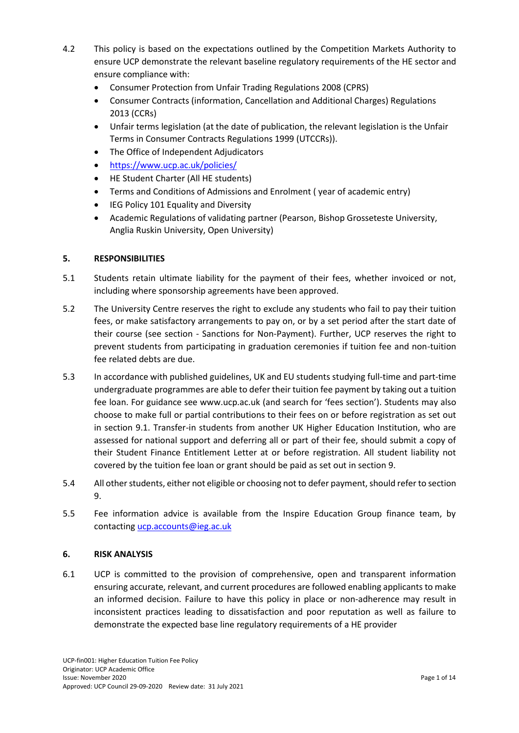4.2 This policy is based on the expectations outlined by the Competition Markets Authority to ensure UCP demonstrate the relevant baseline regulatory requirements of the HE sector and ensure compliance with:

- Consumer Protection from Unfair Trading Regulations 2008 (CPRS)
- Consumer Contracts (information, Cancellation and Additional Charges) Regulations 2013 (CCRs)
- Unfair terms legislation (at the date of publication, the relevant legislation is the Unfair Terms in Consumer Contracts Regulations 1999 (UTCCRs)).
- The Office of Independent Adjudicators
- https://www.ucp.ac.uk/policies/
- HE Student Charter (All HE students)
- Terms and Conditions of Admissions and Enrolment ( year of academic entry)
- IEG Policy 101 Equality and Diversity
- Academic Regulations of validating partner (Pearson, Bishop Grosseteste University, Anglia Ruskin University, Open University)

## 5. RESPONSIBILITIES

5.1 Students retain ultimate liability for the payment of their fees, whether invoiced or not, including where sponsorship agreements have been approved.

5.2 The University Centre reserves the right to exclude any students who fail to pay their tuition fees, or make satisfactory arrangements to pay on, or by a set period after the start date of their course (see section - Sanctions for Non-Payment). Further, UCP reserves the right to prevent students from participating in graduation ceremonies if tuition fee and non-tuition fee related debts are due.

5.3 In accordance with published guidelines, UK and EU students studying full-time and part-time undergraduate programmes are able to defer their tuition fee payment by taking out a tuition fee loan. For guidance see www.ucp.ac.uk (and search for 'fees section'). Students may also choose to make full or partial contributions to their fees on or before registration as set out in section 9.1. Transfer-in students from another UK Higher Education Institution, who are assessed for national support and deferring all or part of their fee, should submit a copy of their Student Finance Entitlement Letter at or before registration. All student liability not covered by the tuition fee loan or grant should be paid as set out in section 9.

5.4 All other students, either not eligible or choosing not to defer payment, should refer to section 9.

5.5 Fee information advice is available from the Inspire Education Group finance team, by contacting ucp.accounts@ieg.ac.uk

## 6. RISK ANALYSIS

6.1 UCP is committed to the provision of comprehensive, open and transparent information ensuring accurate, relevant, and current procedures are followed enabling applicants to make an informed decision. Failure to have this policy in place or non-adherence may result in inconsistent practices leading to dissatisfaction and poor reputation as well as failure to demonstrate the expected base line regulatory requirements of a HE provider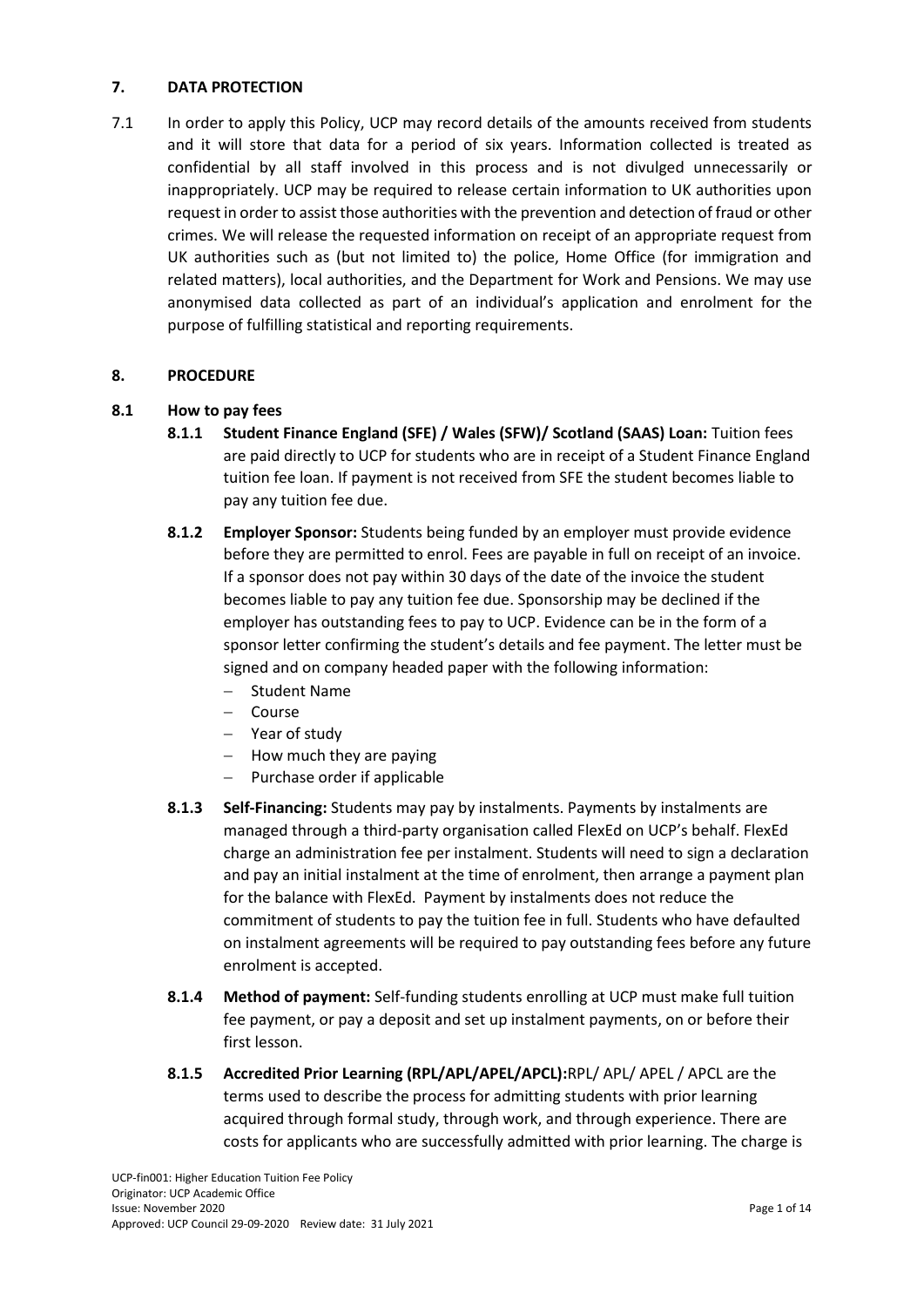## 7. DATA PROTECTION

7.1 In order to apply this Policy, UCP may record details of the amounts received from students and it will store that data for a period of six years. Information collected is treated as confidential by all staff involved in this process and is not divulged unnecessarily or inappropriately. UCP may be required to release certain information to UK authorities upon request in order to assist those authorities with the prevention and detection of fraud or other crimes. We will release the requested information on receipt of an appropriate request from UK authorities such as (but not limited to) the police, Home Office (for immigration and related matters), local authorities, and the Department for Work and Pensions. We may use anonymised data collected as part of an individual's application and enrolment for the purpose of fulfilling statistical and reporting requirements.

## 8. PROCEDURE

### 8.1 How to pay fees

**8.1.1 Student Finance England (SFE) / Wales (SFW)/ Scotland (SAAS) Loan:** Tuition fees are paid directly to UCP for students who are in receipt of a Student Finance England tuition fee loan. If payment is not received from SFE the student becomes liable to pay any tuition fee due.

**8.1.2 Employer Sponsor:** Students being funded by an employer must provide evidence before they are permitted to enrol. Fees are payable in full on receipt of an invoice. If a sponsor does not pay within 30 days of the date of the invoice the student becomes liable to pay any tuition fee due. Sponsorship may be declined if the employer has outstanding fees to pay to UCP. Evidence can be in the form of a sponsor letter confirming the student's details and fee payment. The letter must be signed and on company headed paper with the following information:

- Student Name
- Course
- Year of study
- How much they are paying
- Purchase order if applicable

**8.1.3 Self-Financing:** Students may pay by instalments. Payments by instalments are managed through a third-party organisation called FlexEd on UCP's behalf. FlexEd charge an administration fee per instalment. Students will need to sign a declaration and pay an initial instalment at the time of enrolment, then arrange a payment plan for the balance with FlexEd. Payment by instalments does not reduce the commitment of students to pay the tuition fee in full. Students who have defaulted on instalment agreements will be required to pay outstanding fees before any future enrolment is accepted.

**8.1.4 Method of payment:** Self-funding students enrolling at UCP must make full tuition fee payment, or pay a deposit and set up instalment payments, on or before their first lesson.

**8.1.5 Accredited Prior Learning (RPL/APL/APEL/APCL):** RPL/ APL/ APEL / APCL are the terms used to describe the process for admitting students with prior learning acquired through formal study, through work, and through experience. There are costs for applicants who are successfully admitted with prior learning. The charge is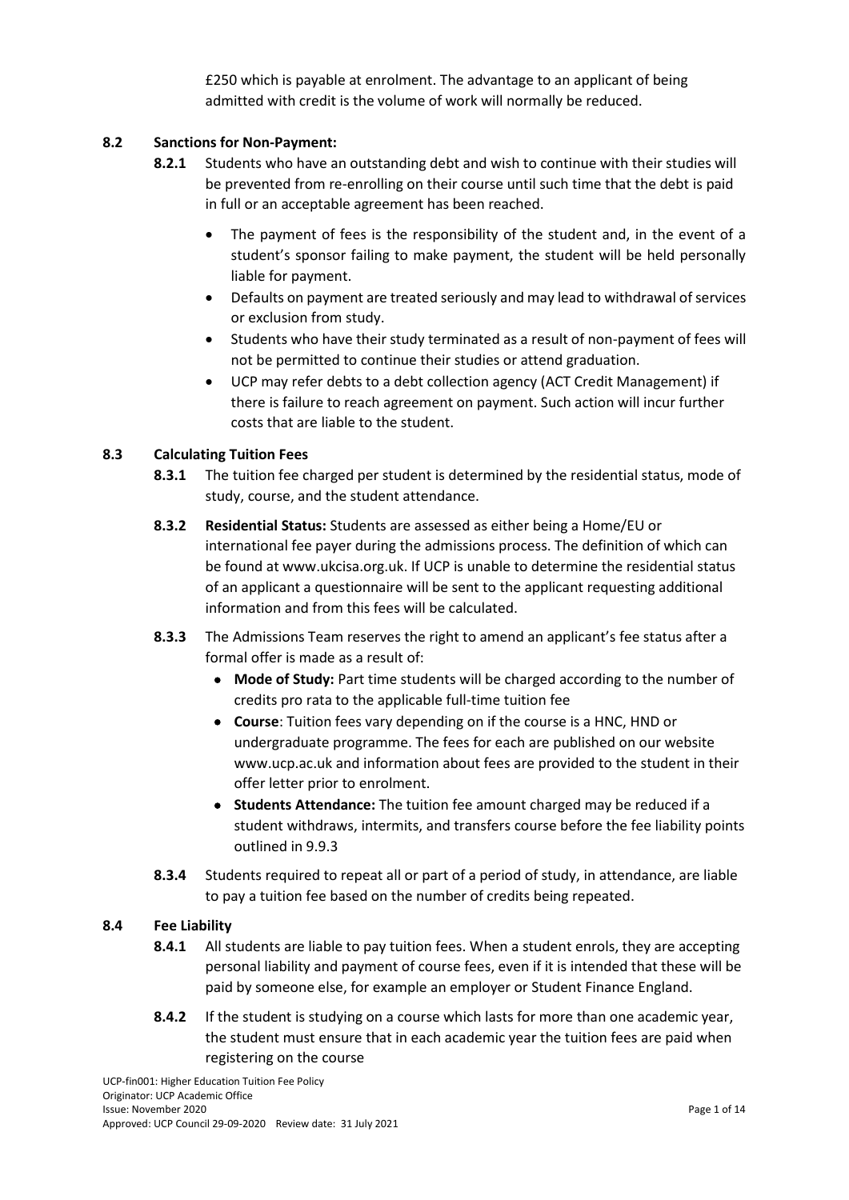£250 which is payable at enrolment. The advantage to an applicant of being admitted with credit is the volume of work will normally be reduced.

### 8.2 Sanctions for Non-Payment:

**8.2.1** Students who have an outstanding debt and wish to continue with their studies will be prevented from re-enrolling on their course until such time that the debt is paid in full or an acceptable agreement has been reached.

- The payment of fees is the responsibility of the student and, in the event of a student's sponsor failing to make payment, the student will be held personally liable for payment.
- Defaults on payment are treated seriously and may lead to withdrawal of services or exclusion from study.
- Students who have their study terminated as a result of non-payment of fees will not be permitted to continue their studies or attend graduation.
- UCP may refer debts to a debt collection agency (ACT Credit Management) if there is failure to reach agreement on payment. Such action will incur further costs that are liable to the student.

### 8.3 Calculating Tuition Fees

**8.3.1** The tuition fee charged per student is determined by the residential status, mode of study, course, and the student attendance.

**8.3.2** **Residential Status:** Students are assessed as either being a Home/EU or international fee payer during the admissions process. The definition of which can be found at www.ukcisa.org.uk. If UCP is unable to determine the residential status of an applicant a questionnaire will be sent to the applicant requesting additional information and from this fees will be calculated.

**8.3.3** The Admissions Team reserves the right to amend an applicant's fee status after a formal offer is made as a result of:

- **Mode of Study:** Part time students will be charged according to the number of credits pro rata to the applicable full-time tuition fee
- **Course**: Tuition fees vary depending on if the course is a HNC, HND or undergraduate programme. The fees for each are published on our website www.ucp.ac.uk and information about fees are provided to the student in their offer letter prior to enrolment.
- **Students Attendance:** The tuition fee amount charged may be reduced if a student withdraws, intermits, and transfers course before the fee liability points outlined in 9.9.3

**8.3.4** Students required to repeat all or part of a period of study, in attendance, are liable to pay a tuition fee based on the number of credits being repeated.

### 8.4 Fee Liability

**8.4.1** All students are liable to pay tuition fees. When a student enrols, they are accepting personal liability and payment of course fees, even if it is intended that these will be paid by someone else, for example an employer or Student Finance England.

**8.4.2** If the student is studying on a course which lasts for more than one academic year, the student must ensure that in each academic year the tuition fees are paid when registering on the course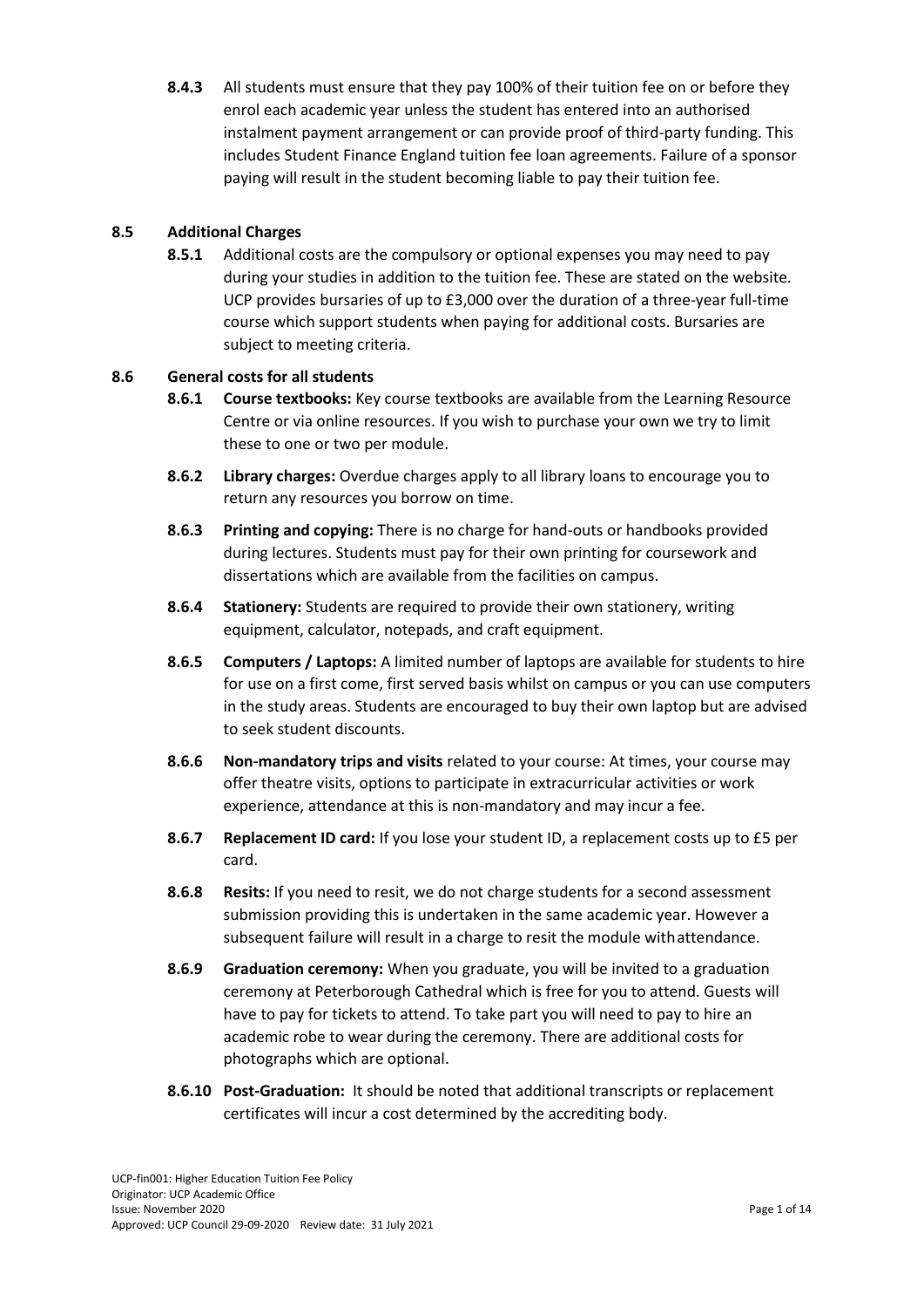**8.4.3** All students must ensure that they pay 100% of their tuition fee on or before they enrol each academic year unless the student has entered into an authorised instalment payment arrangement or can provide proof of third-party funding. This includes Student Finance England tuition fee loan agreements. Failure of a sponsor paying will result in the student becoming liable to pay their tuition fee.

### 8.5 Additional Charges

**8.5.1** Additional costs are the compulsory or optional expenses you may need to pay during your studies in addition to the tuition fee. These are stated on the website. UCP provides bursaries of up to £3,000 over the duration of a three-year full-time course which support students when paying for additional costs. Bursaries are subject to meeting criteria.

### 8.6 General costs for all students

**8.6.1** **Course textbooks:** Key course textbooks are available from the Learning Resource Centre or via online resources. If you wish to purchase your own we try to limit these to one or two per module.

**8.6.2** **Library charges:** Overdue charges apply to all library loans to encourage you to return any resources you borrow on time.

**8.6.3** **Printing and copying:** There is no charge for hand-outs or handbooks provided during lectures. Students must pay for their own printing for coursework and dissertations which are available from the facilities on campus.

**8.6.4** **Stationery:** Students are required to provide their own stationery, writing equipment, calculator, notepads, and craft equipment.

**8.6.5** **Computers / Laptops:** A limited number of laptops are available for students to hire for use on a first come, first served basis whilst on campus or you can use computers in the study areas. Students are encouraged to buy their own laptop but are advised to seek student discounts.

**8.6.6** **Non-mandatory trips and visits** related to your course: At times, your course may offer theatre visits, options to participate in extracurricular activities or work experience, attendance at this is non-mandatory and may incur a fee.

**8.6.7** **Replacement ID card:** If you lose your student ID, a replacement costs up to £5 per card.

**8.6.8** **Resits:** If you need to resit, we do not charge students for a second assessment submission providing this is undertaken in the same academic year. However a subsequent failure will result in a charge to resit the module withattendance.

**8.6.9** **Graduation ceremony:** When you graduate, you will be invited to a graduation ceremony at Peterborough Cathedral which is free for you to attend. Guests will have to pay for tickets to attend. To take part you will need to pay to hire an academic robe to wear during the ceremony. There are additional costs for photographs which are optional.

**8.6.10** **Post-Graduation:** It should be noted that additional transcripts or replacement certificates will incur a cost determined by the accrediting body.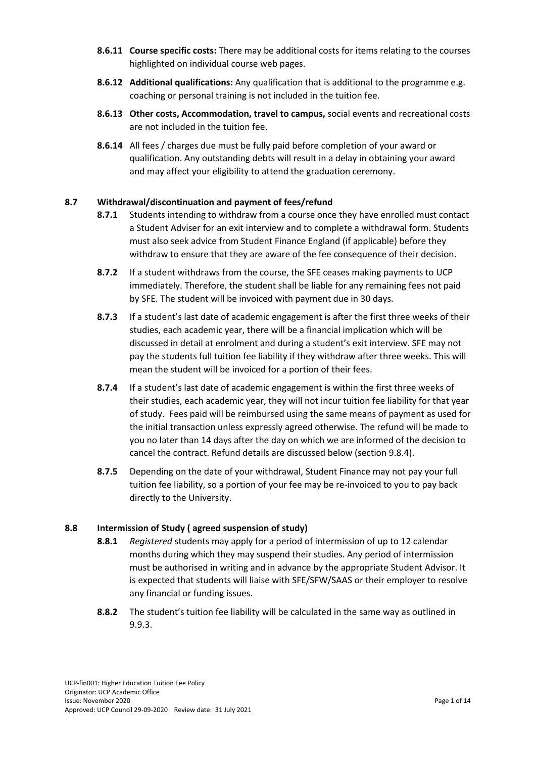**8.6.11 Course specific costs:** There may be additional costs for items relating to the courses highlighted on individual course web pages.

**8.6.12 Additional qualifications:** Any qualification that is additional to the programme e.g. coaching or personal training is not included in the tuition fee.

**8.6.13 Other costs, Accommodation, travel to campus,** social events and recreational costs are not included in the tuition fee.

**8.6.14** All fees / charges due must be fully paid before completion of your award or qualification. Any outstanding debts will result in a delay in obtaining your award and may affect your eligibility to attend the graduation ceremony.

### 8.7 Withdrawal/discontinuation and payment of fees/refund

**8.7.1** Students intending to withdraw from a course once they have enrolled must contact a Student Adviser for an exit interview and to complete a withdrawal form. Students must also seek advice from Student Finance England (if applicable) before they withdraw to ensure that they are aware of the fee consequence of their decision.

**8.7.2** If a student withdraws from the course, the SFE ceases making payments to UCP immediately. Therefore, the student shall be liable for any remaining fees not paid by SFE. The student will be invoiced with payment due in 30 days.

**8.7.3** If a student's last date of academic engagement is after the first three weeks of their studies, each academic year, there will be a financial implication which will be discussed in detail at enrolment and during a student's exit interview. SFE may not pay the students full tuition fee liability if they withdraw after three weeks. This will mean the student will be invoiced for a portion of their fees.

**8.7.4** If a student's last date of academic engagement is within the first three weeks of their studies, each academic year, they will not incur tuition fee liability for that year of study. Fees paid will be reimbursed using the same means of payment as used for the initial transaction unless expressly agreed otherwise. The refund will be made to you no later than 14 days after the day on which we are informed of the decision to cancel the contract. Refund details are discussed below (section 9.8.4).

**8.7.5** Depending on the date of your withdrawal, Student Finance may not pay your full tuition fee liability, so a portion of your fee may be re-invoiced to you to pay back directly to the University.

### 8.8 Intermission of Study ( agreed suspension of study)

**8.8.1** *Registered* students may apply for a period of intermission of up to 12 calendar months during which they may suspend their studies. Any period of intermission must be authorised in writing and in advance by the appropriate Student Advisor. It is expected that students will liaise with SFE/SFW/SAAS or their employer to resolve any financial or funding issues.

**8.8.2** The student's tuition fee liability will be calculated in the same way as outlined in 9.9.3.

UCP-fin001: Higher Education Tuition Fee Policy
Originator: UCP Academic Office
Issue: November 2020
Approved: UCP Council 29-09-2020 Review date: 31 July 2021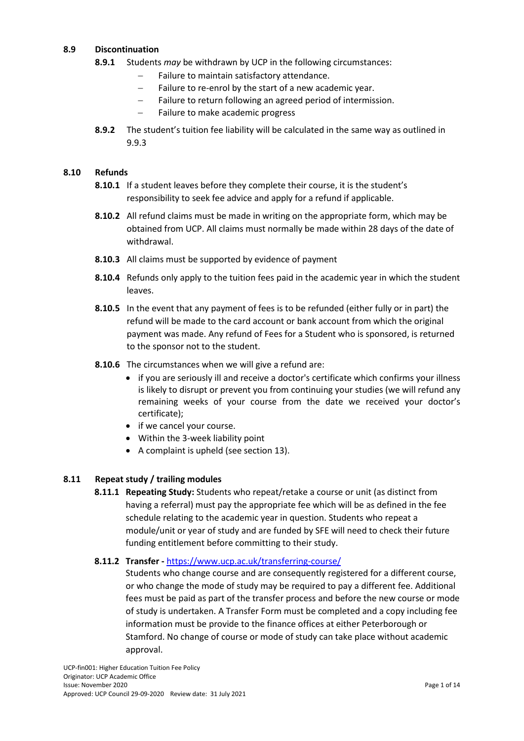### 8.9 Discontinuation

**8.9.1** Students *may* be withdrawn by UCP in the following circumstances:

- Failure to maintain satisfactory attendance.
- Failure to re-enrol by the start of a new academic year.
- Failure to return following an agreed period of intermission.
- Failure to make academic progress

**8.9.2** The student's tuition fee liability will be calculated in the same way as outlined in 9.9.3

### 8.10 Refunds

**8.10.1** If a student leaves before they complete their course, it is the student's responsibility to seek fee advice and apply for a refund if applicable.

**8.10.2** All refund claims must be made in writing on the appropriate form, which may be obtained from UCP. All claims must normally be made within 28 days of the date of withdrawal.

**8.10.3** All claims must be supported by evidence of payment

**8.10.4** Refunds only apply to the tuition fees paid in the academic year in which the student leaves.

**8.10.5** In the event that any payment of fees is to be refunded (either fully or in part) the refund will be made to the card account or bank account from which the original payment was made. Any refund of Fees for a Student who is sponsored, is returned to the sponsor not to the student.

**8.10.6** The circumstances when we will give a refund are:

- if you are seriously ill and receive a doctor's certificate which confirms your illness is likely to disrupt or prevent you from continuing your studies (we will refund any remaining weeks of your course from the date we received your doctor's certificate);
- if we cancel your course.
- Within the 3-week liability point
- A complaint is upheld (see section 13).

### 8.11 Repeat study / trailing modules

**8.11.1 Repeating Study:** Students who repeat/retake a course or unit (as distinct from having a referral) must pay the appropriate fee which will be as defined in the fee schedule relating to the academic year in question. Students who repeat a module/unit or year of study and are funded by SFE will need to check their future funding entitlement before committing to their study.

**8.11.2 Transfer -** https://www.ucp.ac.uk/transferring-course/

Students who change course and are consequently registered for a different course, or who change the mode of study may be required to pay a different fee. Additional fees must be paid as part of the transfer process and before the new course or mode of study is undertaken. A Transfer Form must be completed and a copy including fee information must be provide to the finance offices at either Peterborough or Stamford. No change of course or mode of study can take place without academic approval.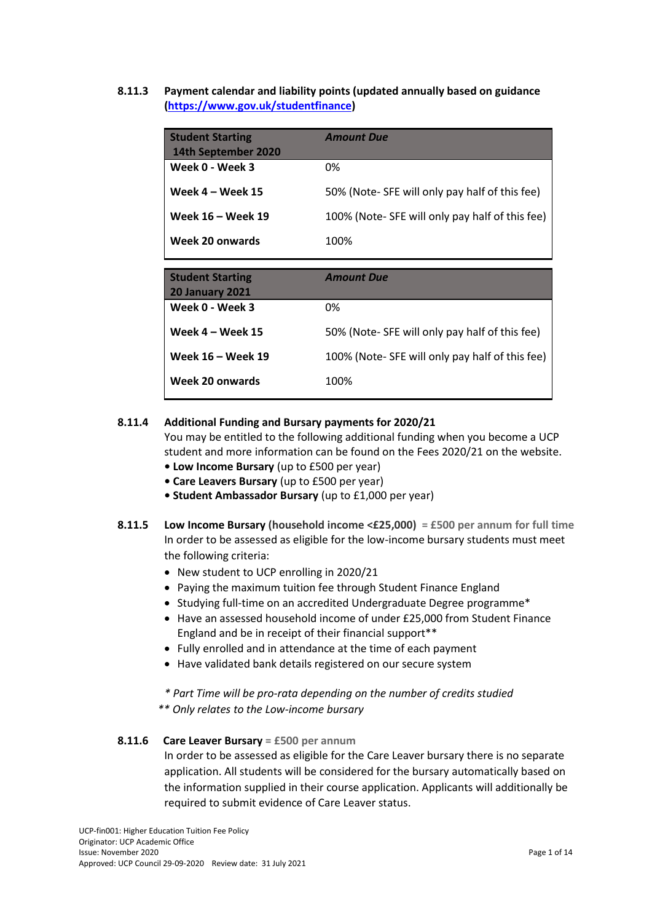#### 8.11.3 Payment calendar and liability points (updated annually based on guidance (https://www.gov.uk/studentfinance)

| Student Starting 14th September 2020 | *Amount Due* |
|---|---|
| **Week 0 - Week 3** | 0% |
| **Week 4 – Week 15** | 50% (Note- SFE will only pay half of this fee) |
| **Week 16 – Week 19** | 100% (Note- SFE will only pay half of this fee) |
| **Week 20 onwards** | 100% |

| Student Starting 20 January 2021 | *Amount Due* |
|---|---|
| **Week 0 - Week 3** | 0% |
| **Week 4 – Week 15** | 50% (Note- SFE will only pay half of this fee) |
| **Week 16 – Week 19** | 100% (Note- SFE will only pay half of this fee) |
| **Week 20 onwards** | 100% |

#### 8.11.4 Additional Funding and Bursary payments for 2020/21

You may be entitled to the following additional funding when you become a UCP student and more information can be found on the Fees 2020/21 on the website.

- **Low Income Bursary** (up to £500 per year)
- **Care Leavers Bursary** (up to £500 per year)
- **Student Ambassador Bursary** (up to £1,000 per year)

#### 8.11.5 Low Income Bursary (household income <£25,000) = £500 per annum for full time

In order to be assessed as eligible for the low-income bursary students must meet the following criteria:

- New student to UCP enrolling in 2020/21
- Paying the maximum tuition fee through Student Finance England
- Studying full-time on an accredited Undergraduate Degree programme*
- Have an assessed household income of under £25,000 from Student Finance England and be in receipt of their financial support**
- Fully enrolled and in attendance at the time of each payment
- Have validated bank details registered on our secure system

*\* Part Time will be pro-rata depending on the number of credits studied*
*\*\* Only relates to the Low-income bursary*

#### 8.11.6 Care Leaver Bursary = £500 per annum

In order to be assessed as eligible for the Care Leaver bursary there is no separate application. All students will be considered for the bursary automatically based on the information supplied in their course application. Applicants will additionally be required to submit evidence of Care Leaver status.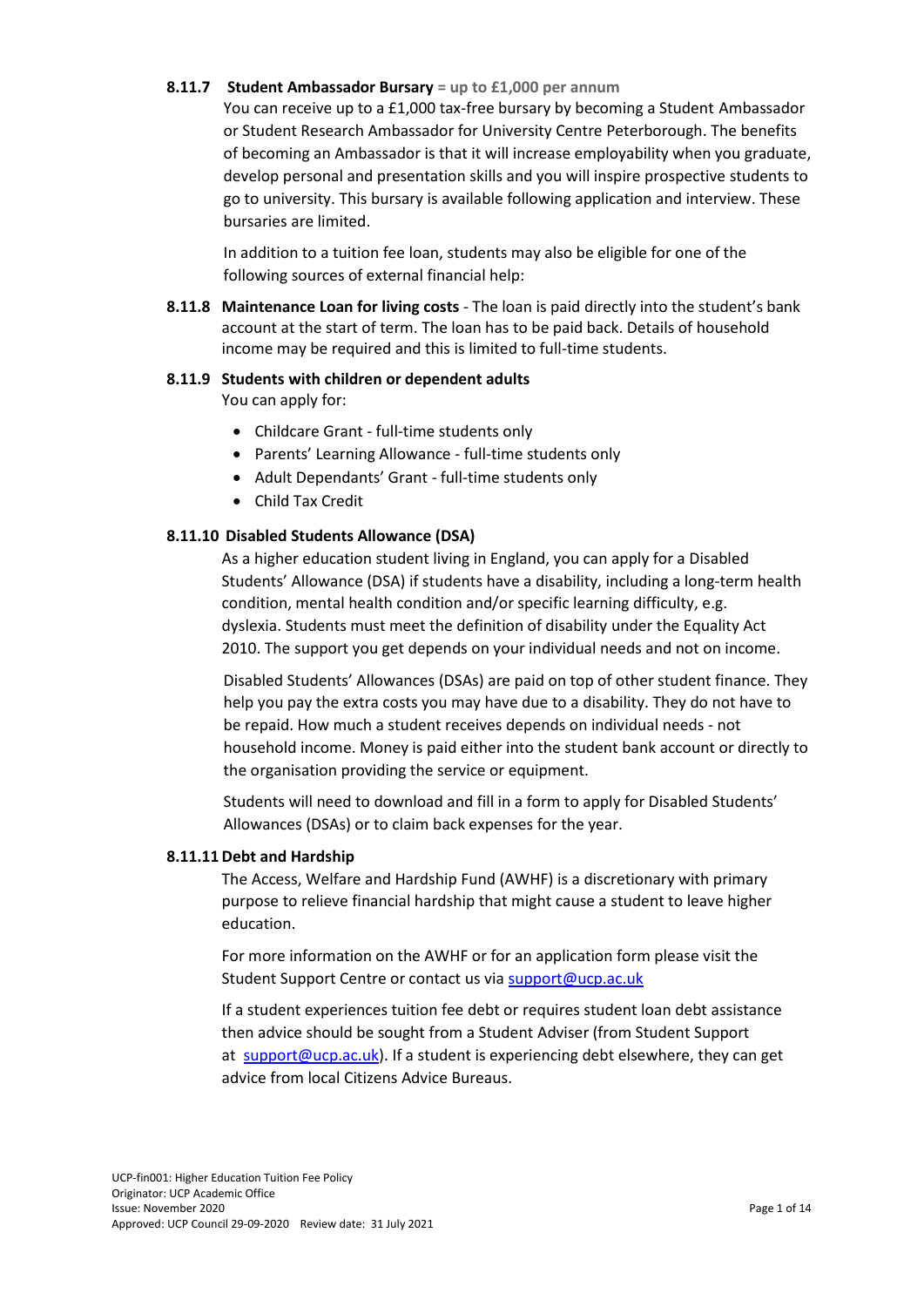#### 8.11.7 Student Ambassador Bursary = up to £1,000 per annum

You can receive up to a £1,000 tax-free bursary by becoming a Student Ambassador or Student Research Ambassador for University Centre Peterborough. The benefits of becoming an Ambassador is that it will increase employability when you graduate, develop personal and presentation skills and you will inspire prospective students to go to university. This bursary is available following application and interview. These bursaries are limited.

In addition to a tuition fee loan, students may also be eligible for one of the following sources of external financial help:

#### 8.11.8 Maintenance Loan for living costs

- The loan is paid directly into the student's bank account at the start of term. The loan has to be paid back. Details of household income may be required and this is limited to full-time students.

#### 8.11.9 Students with children or dependent adults

You can apply for:

- Childcare Grant - full-time students only
- Parents' Learning Allowance - full-time students only
- Adult Dependants' Grant - full-time students only
- Child Tax Credit

#### 8.11.10 Disabled Students Allowance (DSA)

As a higher education student living in England, you can apply for a Disabled Students' Allowance (DSA) if students have a disability, including a long-term health condition, mental health condition and/or specific learning difficulty, e.g. dyslexia. Students must meet the definition of disability under the Equality Act 2010. The support you get depends on your individual needs and not on income.

Disabled Students' Allowances (DSAs) are paid on top of other student finance. They help you pay the extra costs you may have due to a disability. They do not have to be repaid. How much a student receives depends on individual needs - not household income. Money is paid either into the student bank account or directly to the organisation providing the service or equipment.

Students will need to download and fill in a form to apply for Disabled Students' Allowances (DSAs) or to claim back expenses for the year.

#### 8.11.11 Debt and Hardship

The Access, Welfare and Hardship Fund (AWHF) is a discretionary with primary purpose to relieve financial hardship that might cause a student to leave higher education.

For more information on the AWHF or for an application form please visit the Student Support Centre or contact us via support@ucp.ac.uk

If a student experiences tuition fee debt or requires student loan debt assistance then advice should be sought from a Student Adviser (from Student Support at support@ucp.ac.uk). If a student is experiencing debt elsewhere, they can get advice from local Citizens Advice Bureaus.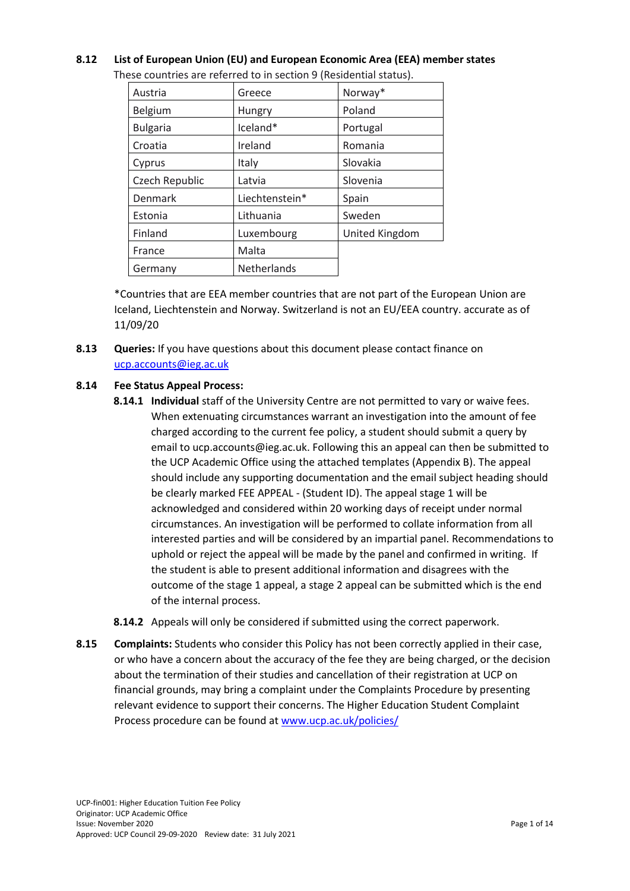**8.12 List of European Union (EU) and European Economic Area (EEA) member states**

These countries are referred to in section 9 (Residential status).

| | | |
|---|---|---|
| Austria | Greece | Norway* |
| Belgium | Hungry | Poland |
| Bulgaria | Iceland* | Portugal |
| Croatia | Ireland | Romania |
| Cyprus | Italy | Slovakia |
| Czech Republic | Latvia | Slovenia |
| Denmark | Liechtenstein* | Spain |
| Estonia | Lithuania | Sweden |
| Finland | Luxembourg | United Kingdom |
| France | Malta | |
| Germany | Netherlands | |

*Countries that are EEA member countries that are not part of the European Union are Iceland, Liechtenstein and Norway. Switzerland is not an EU/EEA country. accurate as of 11/09/20

**8.13 Queries:** If you have questions about this document please contact finance on ucp.accounts@ieg.ac.uk

**8.14 Fee Status Appeal Process:**

**8.14.1 Individual** staff of the University Centre are not permitted to vary or waive fees. When extenuating circumstances warrant an investigation into the amount of fee charged according to the current fee policy, a student should submit a query by email to ucp.accounts@ieg.ac.uk. Following this an appeal can then be submitted to the UCP Academic Office using the attached templates (Appendix B). The appeal should include any supporting documentation and the email subject heading should be clearly marked FEE APPEAL - (Student ID). The appeal stage 1 will be acknowledged and considered within 20 working days of receipt under normal circumstances. An investigation will be performed to collate information from all interested parties and will be considered by an impartial panel. Recommendations to uphold or reject the appeal will be made by the panel and confirmed in writing. If the student is able to present additional information and disagrees with the outcome of the stage 1 appeal, a stage 2 appeal can be submitted which is the end of the internal process.

**8.14.2** Appeals will only be considered if submitted using the correct paperwork.

**8.15 Complaints:** Students who consider this Policy has not been correctly applied in their case, or who have a concern about the accuracy of the fee they are being charged, or the decision about the termination of their studies and cancellation of their registration at UCP on financial grounds, may bring a complaint under the Complaints Procedure by presenting relevant evidence to support their concerns. The Higher Education Student Complaint Process procedure can be found at www.ucp.ac.uk/policies/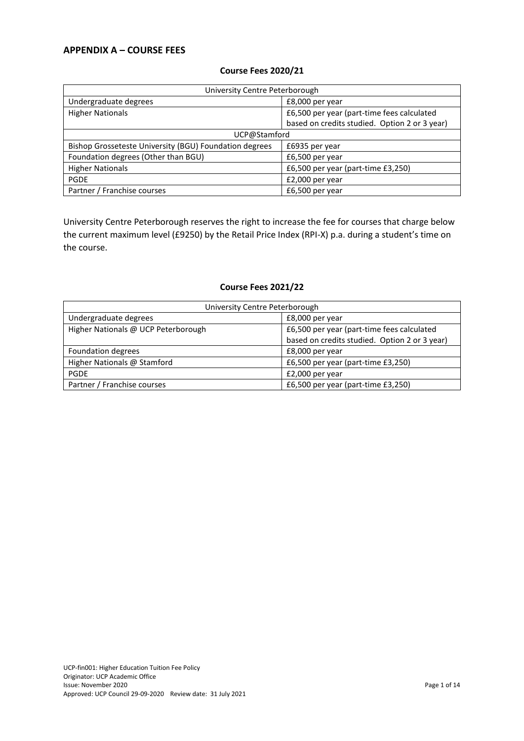## APPENDIX A – COURSE FEES

### Course Fees 2020/21

| University Centre Peterborough | |
|---|---|
| Undergraduate degrees | £8,000 per year |
| Higher Nationals | £6,500 per year (part-time fees calculated based on credits studied. Option 2 or 3 year) |
| UCP@Stamford | |
| Bishop Grosseteste University (BGU) Foundation degrees | £6935 per year |
| Foundation degrees (Other than BGU) | £6,500 per year |
| Higher Nationals | £6,500 per year (part-time £3,250) |
| PGDE | £2,000 per year |
| Partner / Franchise courses | £6,500 per year |

University Centre Peterborough reserves the right to increase the fee for courses that charge below the current maximum level (£9250) by the Retail Price Index (RPI-X) p.a. during a student's time on the course.

### Course Fees 2021/22

| University Centre Peterborough | |
|---|---|
| Undergraduate degrees | £8,000 per year |
| Higher Nationals @ UCP Peterborough | £6,500 per year (part-time fees calculated based on credits studied. Option 2 or 3 year) |
| Foundation degrees | £8,000 per year |
| Higher Nationals @ Stamford | £6,500 per year (part-time £3,250) |
| PGDE | £2,000 per year |
| Partner / Franchise courses | £6,500 per year (part-time £3,250) |

UCP-fin001: Higher Education Tuition Fee Policy
Originator: UCP Academic Office
Issue: November 2020
Approved: UCP Council 29-09-2020 Review date: 31 July 2021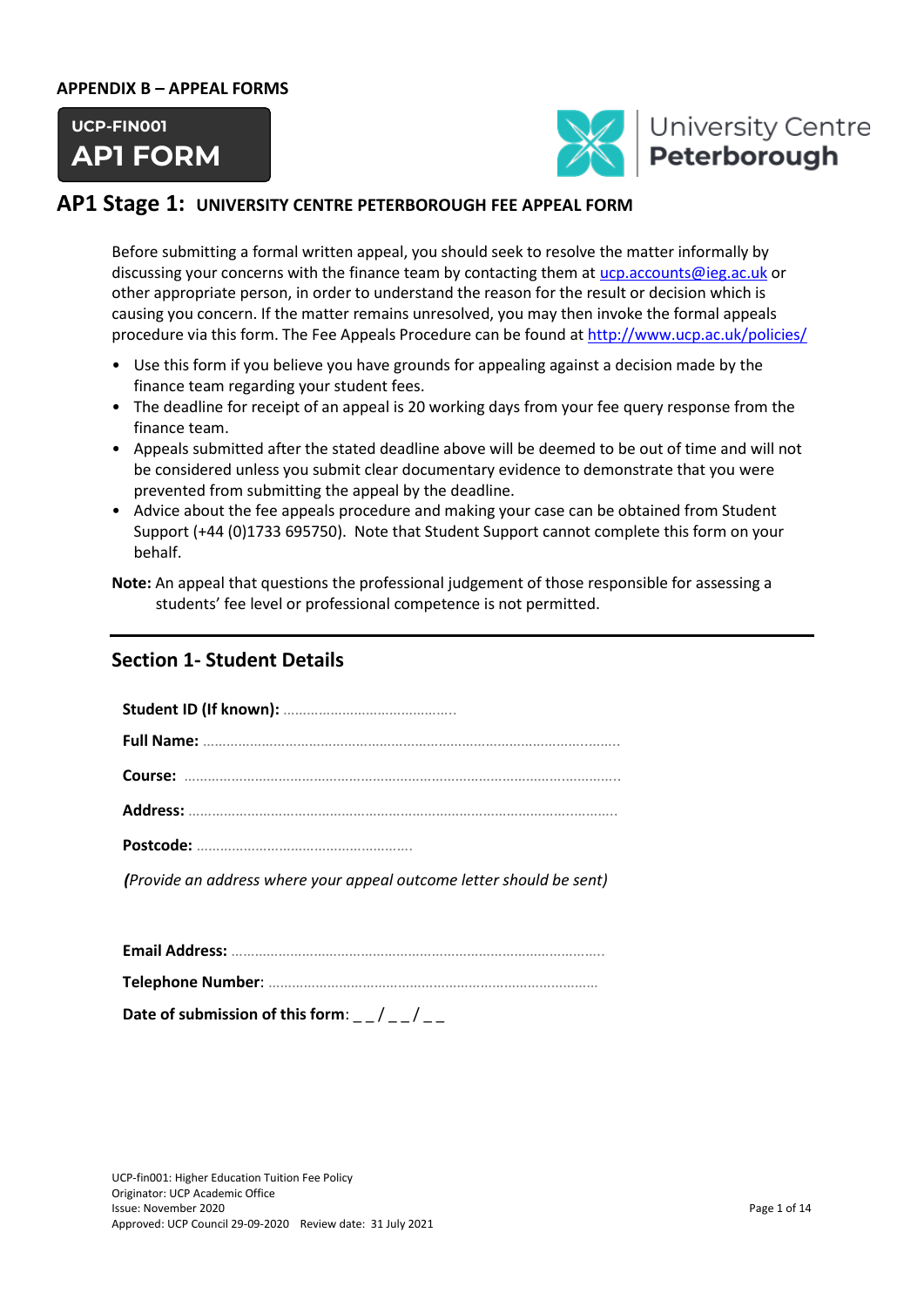**APPENDIX B – APPEAL FORMS**

**UCP-FIN001**
**AP1 FORM**

University Centre Peterborough

## AP1 Stage 1: UNIVERSITY CENTRE PETERBOROUGH FEE APPEAL FORM

Before submitting a formal written appeal, you should seek to resolve the matter informally by discussing your concerns with the finance team by contacting them at ucp.accounts@ieg.ac.uk or other appropriate person, in order to understand the reason for the result or decision which is causing you concern. If the matter remains unresolved, you may then invoke the formal appeals procedure via this form. The Fee Appeals Procedure can be found at http://www.ucp.ac.uk/policies/

- Use this form if you believe you have grounds for appealing against a decision made by the finance team regarding your student fees.
- The deadline for receipt of an appeal is 20 working days from your fee query response from the finance team.
- Appeals submitted after the stated deadline above will be deemed to be out of time and will not be considered unless you submit clear documentary evidence to demonstrate that you were prevented from submitting the appeal by the deadline.
- Advice about the fee appeals procedure and making your case can be obtained from Student Support (+44 (0)1733 695750). Note that Student Support cannot complete this form on your behalf.

**Note:** An appeal that questions the professional judgement of those responsible for assessing a students' fee level or professional competence is not permitted.

---

## Section 1- Student Details

**Student ID (If known):** ……………………………………..

**Full Name:** …………………………………………………………………………………………

**Course:** …………………………………………………………………………………………….

**Address:** ……………………………………………………………………………………………

**Postcode:** ……………………………………………….

*(Provide an address where your appeal outcome letter should be sent)*

**Email Address:** ………………………………………………………………………………….

**Telephone Number**: …………………………………………………………………………

**Date of submission of this form**: _ _ / _ _ / _ _

UCP-fin001: Higher Education Tuition Fee Policy
Originator: UCP Academic Office
Issue: November 2020
Approved: UCP Council 29-09-2020 Review date: 31 July 2021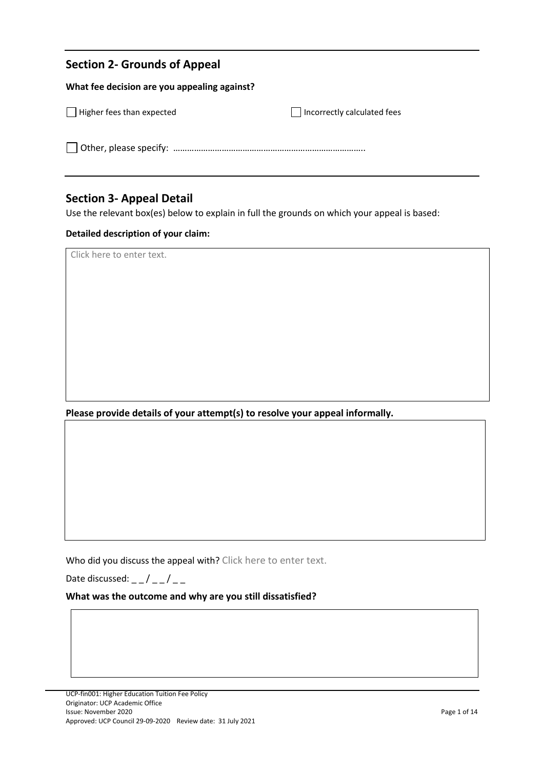## Section 2- Grounds of Appeal

**What fee decision are you appealing against?**

☐ Higher fees than expected

☐ Incorrectly calculated fees

☐ Other, please specify: ……………………………………………………………………….

## Section 3- Appeal Detail

Use the relevant box(es) below to explain in full the grounds on which your appeal is based:

**Detailed description of your claim:**

| Click here to enter text. |
|---|

**Please provide details of your attempt(s) to resolve your appeal informally.**

| |
|---|

Who did you discuss the appeal with? Click here to enter text.

Date discussed: _ _ / _ _ / _ _

**What was the outcome and why are you still dissatisfied?**

| |
|---|

UCP-fin001: Higher Education Tuition Fee Policy
Originator: UCP Academic Office
Issue: November 2020
Approved: UCP Council 29-09-2020 Review date: 31 July 2021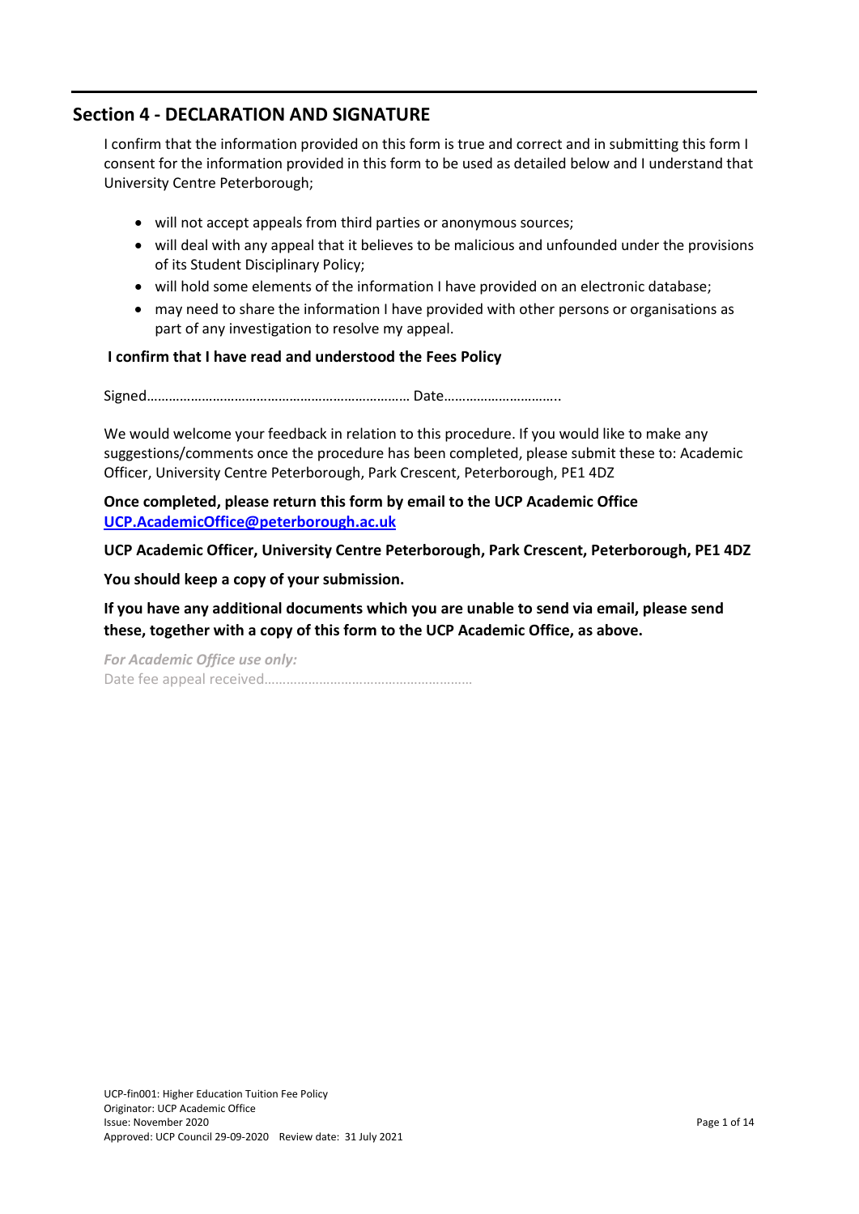## Section 4 - DECLARATION AND SIGNATURE

I confirm that the information provided on this form is true and correct and in submitting this form I consent for the information provided in this form to be used as detailed below and I understand that University Centre Peterborough;

- will not accept appeals from third parties or anonymous sources;
- will deal with any appeal that it believes to be malicious and unfounded under the provisions of its Student Disciplinary Policy;
- will hold some elements of the information I have provided on an electronic database;
- may need to share the information I have provided with other persons or organisations as part of any investigation to resolve my appeal.

**I confirm that I have read and understood the Fees Policy**

Signed……………………………………………………………… Date…………………………..

We would welcome your feedback in relation to this procedure. If you would like to make any suggestions/comments once the procedure has been completed, please submit these to: Academic Officer, University Centre Peterborough, Park Crescent, Peterborough, PE1 4DZ

**Once completed, please return this form by email to the UCP Academic Office [UCP.AcademicOffice@peterborough.ac.uk](mailto:UCP.AcademicOffice@peterborough.ac.uk)**

**UCP Academic Officer, University Centre Peterborough, Park Crescent, Peterborough, PE1 4DZ**

**You should keep a copy of your submission.**

**If you have any additional documents which you are unable to send via email, please send these, together with a copy of this form to the UCP Academic Office, as above.**

***For Academic Office use only:***
Date fee appeal received…………………………………………………

UCP-fin001: Higher Education Tuition Fee Policy
Originator: UCP Academic Office
Issue: November 2020
Approved: UCP Council 29-09-2020 Review date: 31 July 2021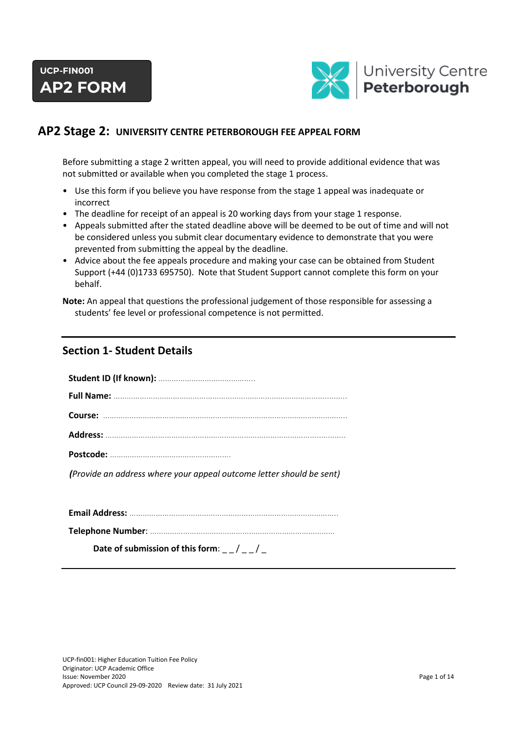UCP-FIN001

**AP2 FORM**

University Centre **Peterborough**

## AP2 Stage 2: UNIVERSITY CENTRE PETERBOROUGH FEE APPEAL FORM

Before submitting a stage 2 written appeal, you will need to provide additional evidence that was not submitted or available when you completed the stage 1 process.

- Use this form if you believe you have response from the stage 1 appeal was inadequate or incorrect
- The deadline for receipt of an appeal is 20 working days from your stage 1 response.
- Appeals submitted after the stated deadline above will be deemed to be out of time and will not be considered unless you submit clear documentary evidence to demonstrate that you were prevented from submitting the appeal by the deadline.
- Advice about the fee appeals procedure and making your case can be obtained from Student Support (+44 (0)1733 695750). Note that Student Support cannot complete this form on your behalf.

**Note:** An appeal that questions the professional judgement of those responsible for assessing a students' fee level or professional competence is not permitted.

---

## Section 1- Student Details

**Student ID (If known):** ..........................................

**Full Name:** ........................................................................................................

**Course:** ...........................................................................................................

**Address:** .........................................................................................................

**Postcode:** ......................................................

*(Provide an address where your appeal outcome letter should be sent)*

**Email Address:** ............................................................................................

**Telephone Number**: ..................................................................................

**Date of submission of this form**: _ _ / _ _ / _

---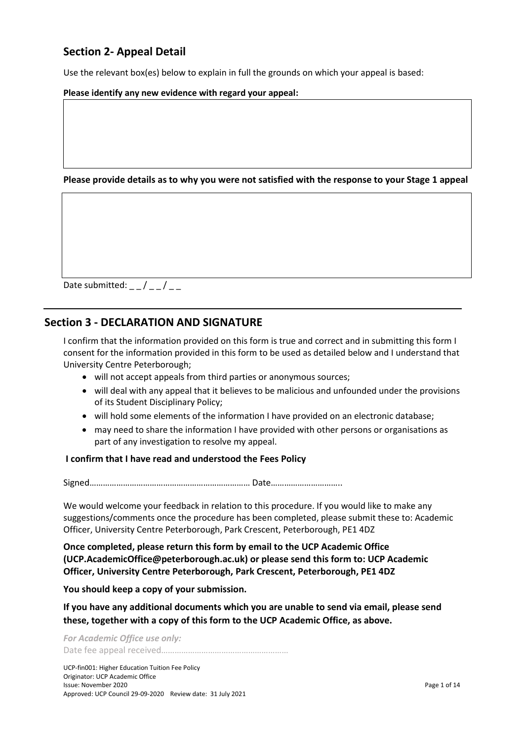## Section 2- Appeal Detail

Use the relevant box(es) below to explain in full the grounds on which your appeal is based:

**Please identify any new evidence with regard your appeal:**

**Please provide details as to why you were not satisfied with the response to your Stage 1 appeal**

Date submitted: _ _ / _ _ / _ _

## Section 3 - DECLARATION AND SIGNATURE

I confirm that the information provided on this form is true and correct and in submitting this form I consent for the information provided in this form to be used as detailed below and I understand that University Centre Peterborough;

- will not accept appeals from third parties or anonymous sources;
- will deal with any appeal that it believes to be malicious and unfounded under the provisions of its Student Disciplinary Policy;
- will hold some elements of the information I have provided on an electronic database;
- may need to share the information I have provided with other persons or organisations as part of any investigation to resolve my appeal.

**I confirm that I have read and understood the Fees Policy**

Signed……………………………………………………………… Date…………………………..

We would welcome your feedback in relation to this procedure. If you would like to make any suggestions/comments once the procedure has been completed, please submit these to: Academic Officer, University Centre Peterborough, Park Crescent, Peterborough, PE1 4DZ

**Once completed, please return this form by email to the UCP Academic Office (UCP.AcademicOffice@peterborough.ac.uk) or please send this form to: UCP Academic Officer, University Centre Peterborough, Park Crescent, Peterborough, PE1 4DZ**

**You should keep a copy of your submission.**

**If you have any additional documents which you are unable to send via email, please send these, together with a copy of this form to the UCP Academic Office, as above.**

***For Academic Office use only:***
Date fee appeal received…………………………………………………

UCP-fin001: Higher Education Tuition Fee Policy
Originator: UCP Academic Office
Issue: November 2020
Approved: UCP Council 29-09-2020 Review date: 31 July 2021